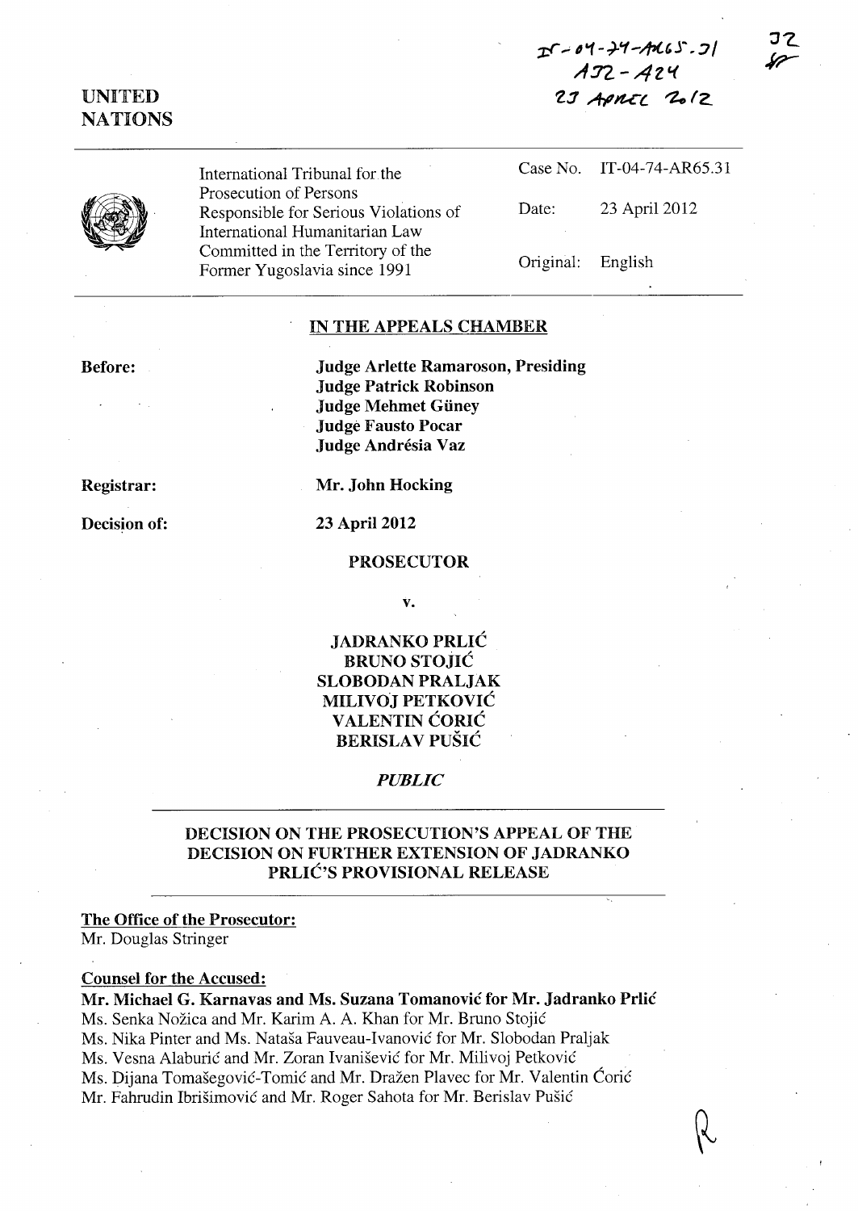IT-04-74-AR65.31
A32 - A24
23 APRIL 2012

32

UNITED NATIONS

| | | |
|---|---|---|
| International Tribunal for the Prosecution of Persons Responsible for Serious Violations of International Humanitarian Law Committed in the Territory of the Former Yugoslavia since 1991 | Case No. | IT-04-74-AR65.31 |
| | Date: | 23 April 2012 |
| | Original: | English |

## IN THE APPEALS CHAMBER

**Before:**

**Judge Arlette Ramaroson, Presiding**
**Judge Patrick Robinson**
**Judge Mehmet Güney**
**Judge Fausto Pocar**
**Judge Andrésia Vaz**

**Registrar:** **Mr. John Hocking**

**Decision of:** **23 April 2012**

**PROSECUTOR**

**v.**

**JADRANKO PRLIĆ**
**BRUNO STOJIĆ**
**SLOBODAN PRALJAK**
**MILIVOJ PETKOVIĆ**
**VALENTIN ĆORIĆ**
**BERISLAV PUŠIĆ**

***PUBLIC***

## DECISION ON THE PROSECUTION'S APPEAL OF THE DECISION ON FURTHER EXTENSION OF JADRANKO PRLIĆ'S PROVISIONAL RELEASE

**The Office of the Prosecutor:**
Mr. Douglas Stringer

**Counsel for the Accused:**
**Mr. Michael G. Karnavas and Ms. Suzana Tomanović for Mr. Jadranko Prlić**
Ms. Senka Nožica and Mr. Karim A. A. Khan for Mr. Bruno Stojić
Ms. Nika Pinter and Ms. Nataša Fauveau-Ivanović for Mr. Slobodan Praljak
Ms. Vesna Alaburić and Mr. Zoran Ivanišević for Mr. Milivoj Petković
Ms. Dijana Tomašegović-Tomić and Mr. Dražen Plavec for Mr. Valentin Ćorić
Mr. Fahrudin Ibrišimović and Mr. Roger Sahota for Mr. Berislav Pušić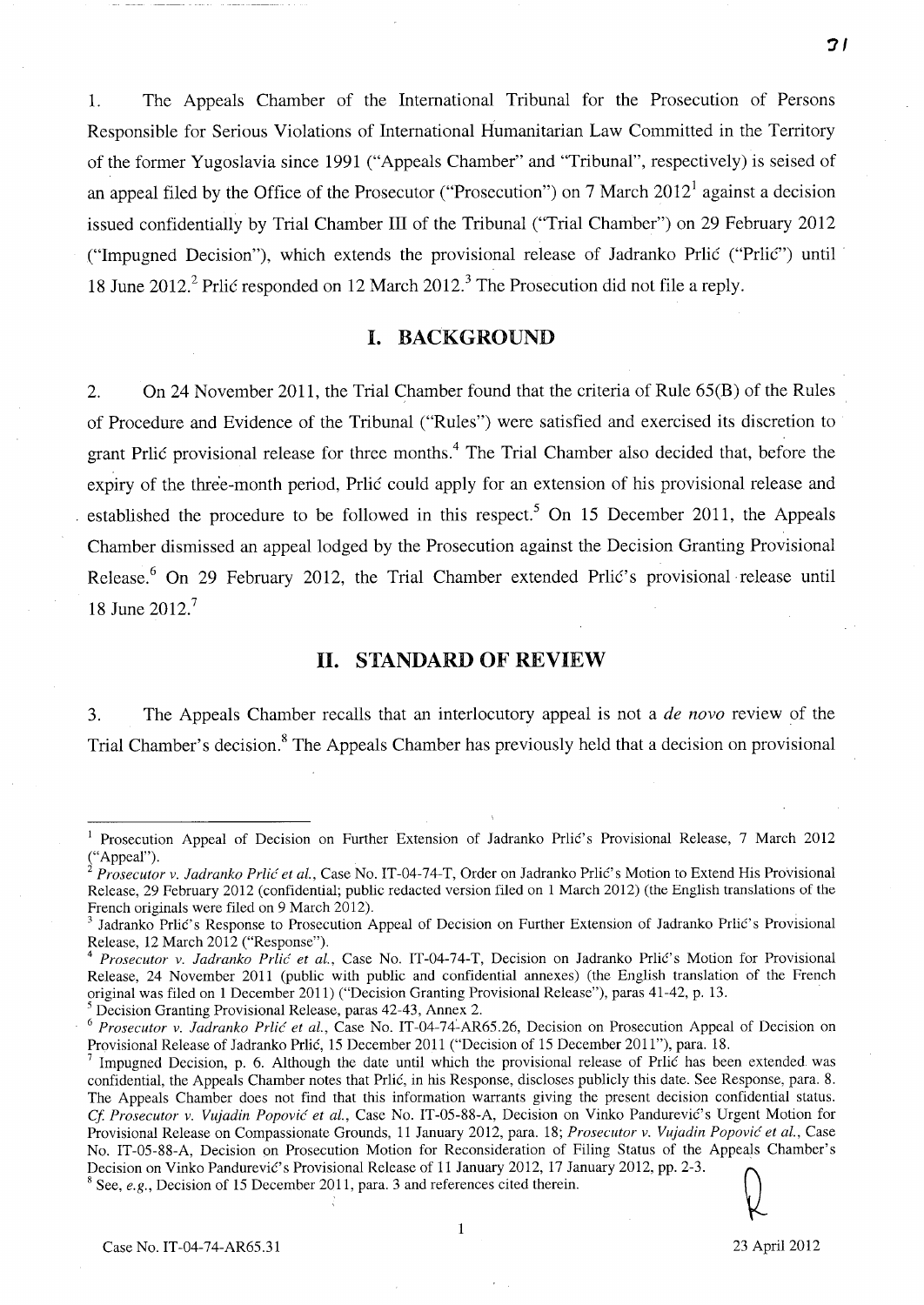1. The Appeals Chamber of the International Tribunal for the Prosecution of Persons Responsible for Serious Violations of International Humanitarian Law Committed in the Territory of the former Yugoslavia since 1991 ("Appeals Chamber" and "Tribunal", respectively) is seised of an appeal filed by the Office of the Prosecutor ("Prosecution") on 7 March 2012[1] against a decision issued confidentially by Trial Chamber III of the Tribunal ("Trial Chamber") on 29 February 2012 ("Impugned Decision"), which extends the provisional release of Jadranko Prlić ("Prlić") until 18 June 2012.[2] Prlić responded on 12 March 2012.[3] The Prosecution did not file a reply.

## I. BACKGROUND

2. On 24 November 2011, the Trial Chamber found that the criteria of Rule 65(B) of the Rules of Procedure and Evidence of the Tribunal ("Rules") were satisfied and exercised its discretion to grant Prlić provisional release for three months.[4] The Trial Chamber also decided that, before the expiry of the three-month period, Prlić could apply for an extension of his provisional release and established the procedure to be followed in this respect.[5] On 15 December 2011, the Appeals Chamber dismissed an appeal lodged by the Prosecution against the Decision Granting Provisional Release.[6] On 29 February 2012, the Trial Chamber extended Prlić's provisional release until 18 June 2012.[7]

## II. STANDARD OF REVIEW

3. The Appeals Chamber recalls that an interlocutory appeal is not a *de novo* review of the Trial Chamber's decision.[8] The Appeals Chamber has previously held that a decision on provisional

---

[1] Prosecution Appeal of Decision on Further Extension of Jadranko Prlić's Provisional Release, 7 March 2012 ("Appeal").

[2] *Prosecutor v. Jadranko Prlić et al.*, Case No. IT-04-74-T, Order on Jadranko Prlić's Motion to Extend His Provisional Release, 29 February 2012 (confidential; public redacted version filed on 1 March 2012) (the English translations of the French originals were filed on 9 March 2012).

[3] Jadranko Prlić's Response to Prosecution Appeal of Decision on Further Extension of Jadranko Prlić's Provisional Release, 12 March 2012 ("Response").

[4] *Prosecutor v. Jadranko Prlić et al.*, Case No. IT-04-74-T, Decision on Jadranko Prlić's Motion for Provisional Release, 24 November 2011 (public with public and confidential annexes) (the English translation of the French original was filed on 1 December 2011) ("Decision Granting Provisional Release"), paras 41-42, p. 13.

[5] Decision Granting Provisional Release, paras 42-43, Annex 2.

[6] *Prosecutor v. Jadranko Prlić et al.*, Case No. IT-04-74-AR65.26, Decision on Prosecution Appeal of Decision on Provisional Release of Jadranko Prlić, 15 December 2011 ("Decision of 15 December 2011"), para. 18.

[7] Impugned Decision, p. 6. Although the date until which the provisional release of Prlić has been extended was confidential, the Appeals Chamber notes that Prlić, in his Response, discloses publicly this date. See Response, para. 8. The Appeals Chamber does not find that this information warrants giving the present decision confidential status. *Cf. Prosecutor v. Vujadin Popović et al.*, Case No. IT-05-88-A, Decision on Vinko Pandurević's Urgent Motion for Provisional Release on Compassionate Grounds, 11 January 2012, para. 18; *Prosecutor v. Vujadin Popović et al.*, Case No. IT-05-88-A, Decision on Prosecution Motion for Reconsideration of Filing Status of the Appeals Chamber's Decision on Vinko Pandurević's Provisional Release of 11 January 2012, 17 January 2012, pp. 2-3.

[8] See, *e.g.*, Decision of 15 December 2011, para. 3 and references cited therein.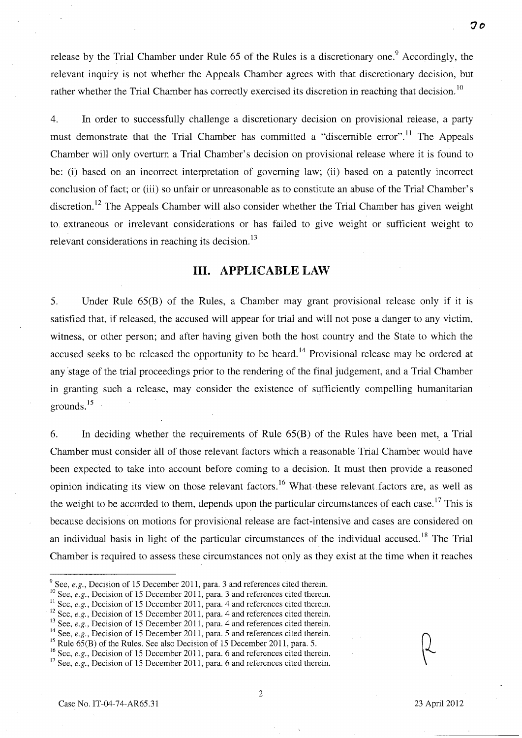release by the Trial Chamber under Rule 65 of the Rules is a discretionary one.[9] Accordingly, the relevant inquiry is not whether the Appeals Chamber agrees with that discretionary decision, but rather whether the Trial Chamber has correctly exercised its discretion in reaching that decision.[10]

4. In order to successfully challenge a discretionary decision on provisional release, a party must demonstrate that the Trial Chamber has committed a "discernible error".[11] The Appeals Chamber will only overturn a Trial Chamber's decision on provisional release where it is found to be: (i) based on an incorrect interpretation of governing law; (ii) based on a patently incorrect conclusion of fact; or (iii) so unfair or unreasonable as to constitute an abuse of the Trial Chamber's discretion.[12] The Appeals Chamber will also consider whether the Trial Chamber has given weight to extraneous or irrelevant considerations or has failed to give weight or sufficient weight to relevant considerations in reaching its decision.[13]

## III. APPLICABLE LAW

5. Under Rule 65(B) of the Rules, a Chamber may grant provisional release only if it is satisfied that, if released, the accused will appear for trial and will not pose a danger to any victim, witness, or other person; and after having given both the host country and the State to which the accused seeks to be released the opportunity to be heard.[14] Provisional release may be ordered at any stage of the trial proceedings prior to the rendering of the final judgement, and a Trial Chamber in granting such a release, may consider the existence of sufficiently compelling humanitarian grounds.[15]

6. In deciding whether the requirements of Rule 65(B) of the Rules have been met, a Trial Chamber must consider all of those relevant factors which a reasonable Trial Chamber would have been expected to take into account before coming to a decision. It must then provide a reasoned opinion indicating its view on those relevant factors.[16] What these relevant factors are, as well as the weight to be accorded to them, depends upon the particular circumstances of each case.[17] This is because decisions on motions for provisional release are fact-intensive and cases are considered on an individual basis in light of the particular circumstances of the individual accused.[18] The Trial Chamber is required to assess these circumstances not only as they exist at the time when it reaches

---

[9] See, *e.g.*, Decision of 15 December 2011, para. 3 and references cited therein.
[10] See, *e.g.*, Decision of 15 December 2011, para. 3 and references cited therein.
[11] See, *e.g.*, Decision of 15 December 2011, para. 4 and references cited therein.
[12] See, *e.g.*, Decision of 15 December 2011, para. 4 and references cited therein.
[13] See, *e.g.*, Decision of 15 December 2011, para. 4 and references cited therein.
[14] See, *e.g.*, Decision of 15 December 2011, para. 5 and references cited therein.
[15] Rule 65(B) of the Rules. See also Decision of 15 December 2011, para. 5.
[16] See, *e.g.*, Decision of 15 December 2011, para. 6 and references cited therein.
[17] See, *e.g.*, Decision of 15 December 2011, para. 6 and references cited therein.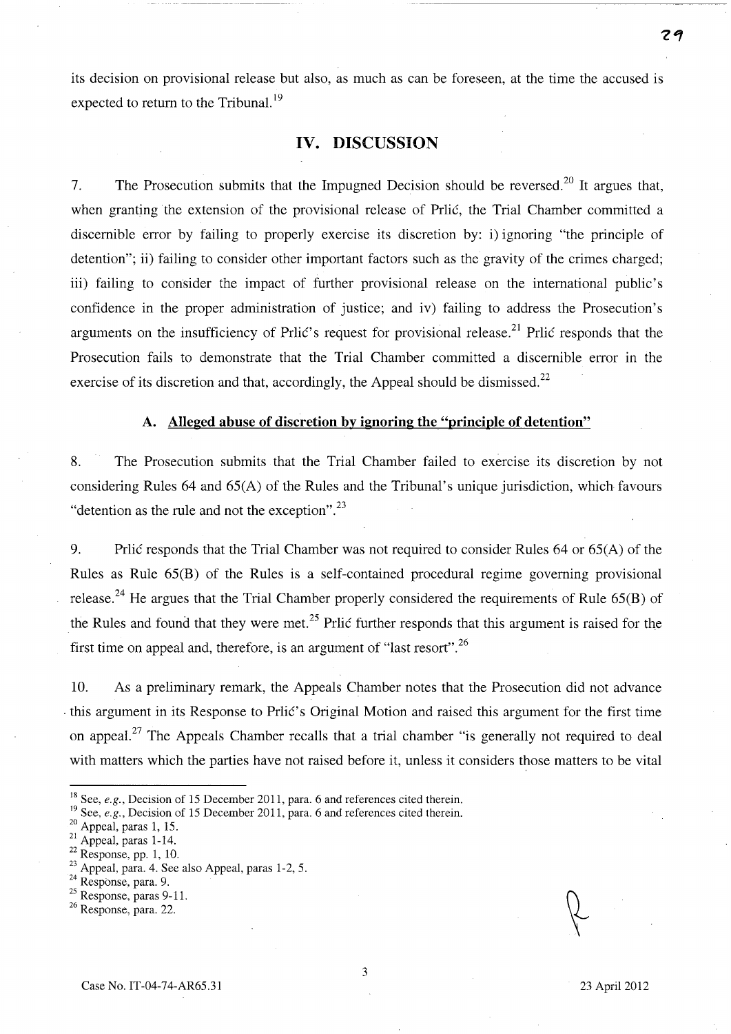its decision on provisional release but also, as much as can be foreseen, at the time the accused is expected to return to the Tribunal.[19]

## IV. DISCUSSION

7. The Prosecution submits that the Impugned Decision should be reversed.[20] It argues that, when granting the extension of the provisional release of Prlić, the Trial Chamber committed a discernible error by failing to properly exercise its discretion by: i) ignoring "the principle of detention"; ii) failing to consider other important factors such as the gravity of the crimes charged; iii) failing to consider the impact of further provisional release on the international public's confidence in the proper administration of justice; and iv) failing to address the Prosecution's arguments on the insufficiency of Prlić's request for provisional release.[21] Prlić responds that the Prosecution fails to demonstrate that the Trial Chamber committed a discernible error in the exercise of its discretion and that, accordingly, the Appeal should be dismissed.[22]

### A. Alleged abuse of discretion by ignoring the "principle of detention"

8. The Prosecution submits that the Trial Chamber failed to exercise its discretion by not considering Rules 64 and 65(A) of the Rules and the Tribunal's unique jurisdiction, which favours "detention as the rule and not the exception".[23]

9. Prlić responds that the Trial Chamber was not required to consider Rules 64 or 65(A) of the Rules as Rule 65(B) of the Rules is a self-contained procedural regime governing provisional release.[24] He argues that the Trial Chamber properly considered the requirements of Rule 65(B) of the Rules and found that they were met.[25] Prlić further responds that this argument is raised for the first time on appeal and, therefore, is an argument of "last resort".[26]

10. As a preliminary remark, the Appeals Chamber notes that the Prosecution did not advance this argument in its Response to Prlić's Original Motion and raised this argument for the first time on appeal.[27] The Appeals Chamber recalls that a trial chamber "is generally not required to deal with matters which the parties have not raised before it, unless it considers those matters to be vital

---

[18] See, *e.g.*, Decision of 15 December 2011, para. 6 and references cited therein.
[19] See, *e.g.*, Decision of 15 December 2011, para. 6 and references cited therein.
[20] Appeal, paras 1, 15.
[21] Appeal, paras 1-14.
[22] Response, pp. 1, 10.
[23] Appeal, para. 4. See also Appeal, paras 1-2, 5.
[24] Response, para. 9.
[25] Response, paras 9-11.
[26] Response, para. 22.

Case No. IT-04-74-AR65.31 23 April 2012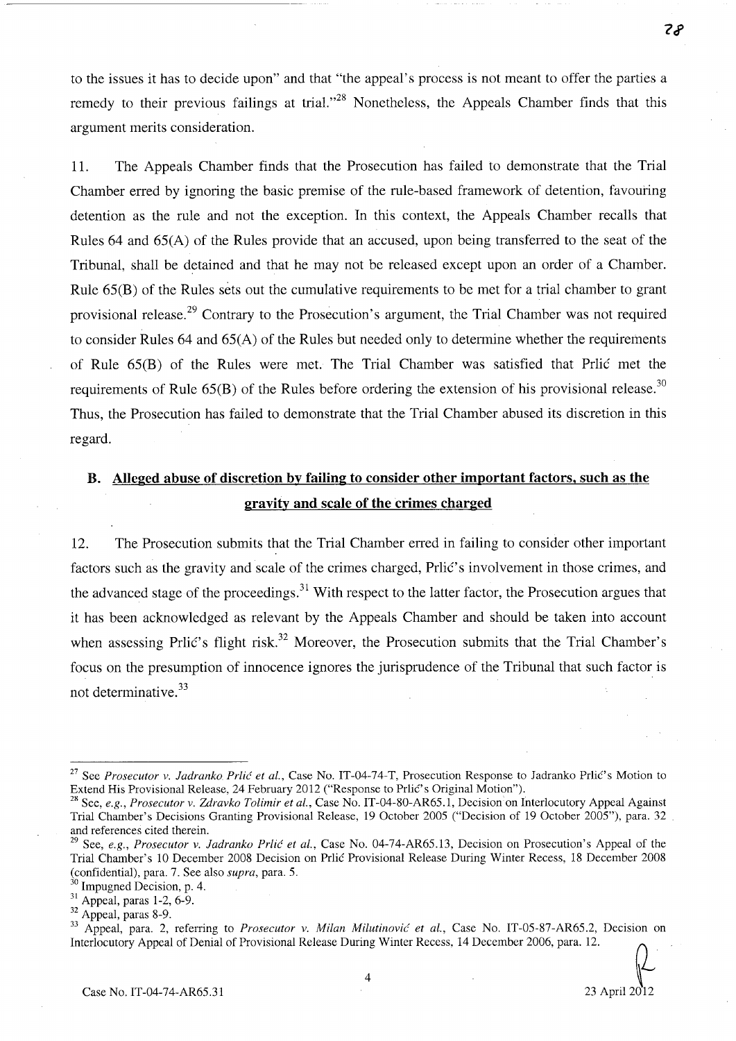to the issues it has to decide upon" and that "the appeal's process is not meant to offer the parties a remedy to their previous failings at trial."[28] Nonetheless, the Appeals Chamber finds that this argument merits consideration.

11. The Appeals Chamber finds that the Prosecution has failed to demonstrate that the Trial Chamber erred by ignoring the basic premise of the rule-based framework of detention, favouring detention as the rule and not the exception. In this context, the Appeals Chamber recalls that Rules 64 and 65(A) of the Rules provide that an accused, upon being transferred to the seat of the Tribunal, shall be detained and that he may not be released except upon an order of a Chamber. Rule 65(B) of the Rules sets out the cumulative requirements to be met for a trial chamber to grant provisional release.[29] Contrary to the Prosecution's argument, the Trial Chamber was not required to consider Rules 64 and 65(A) of the Rules but needed only to determine whether the requirements of Rule 65(B) of the Rules were met. The Trial Chamber was satisfied that Prlić met the requirements of Rule 65(B) of the Rules before ordering the extension of his provisional release.[30] Thus, the Prosecution has failed to demonstrate that the Trial Chamber abused its discretion in this regard.

## B. Alleged abuse of discretion by failing to consider other important factors, such as the gravity and scale of the crimes charged

12. The Prosecution submits that the Trial Chamber erred in failing to consider other important factors such as the gravity and scale of the crimes charged, Prlić's involvement in those crimes, and the advanced stage of the proceedings.[31] With respect to the latter factor, the Prosecution argues that it has been acknowledged as relevant by the Appeals Chamber and should be taken into account when assessing Prlić's flight risk.[32] Moreover, the Prosecution submits that the Trial Chamber's focus on the presumption of innocence ignores the jurisprudence of the Tribunal that such factor is not determinative.[33]

---

[27] See *Prosecutor v. Jadranko Prlić et al.*, Case No. IT-04-74-T, Prosecution Response to Jadranko Prlić's Motion to Extend His Provisional Release, 24 February 2012 ("Response to Prlić's Original Motion").

[28] See, *e.g.*, *Prosecutor v. Zdravko Tolimir et al.*, Case No. IT-04-80-AR65.1, Decision on Interlocutory Appeal Against Trial Chamber's Decisions Granting Provisional Release, 19 October 2005 ("Decision of 19 October 2005"), para. 32 and references cited therein.

[29] See, *e.g.*, *Prosecutor v. Jadranko Prlić et al.*, Case No. 04-74-AR65.13, Decision on Prosecution's Appeal of the Trial Chamber's 10 December 2008 Decision on Prlić Provisional Release During Winter Recess, 18 December 2008 (confidential), para. 7. See also *supra*, para. 5.

[30] Impugned Decision, p. 4.

[31] Appeal, paras 1-2, 6-9.

[32] Appeal, paras 8-9.

[33] Appeal, para. 2, referring to *Prosecutor v. Milan Milutinović et al.*, Case No. IT-05-87-AR65.2, Decision on Interlocutory Appeal of Denial of Provisional Release During Winter Recess, 14 December 2006, para. 12.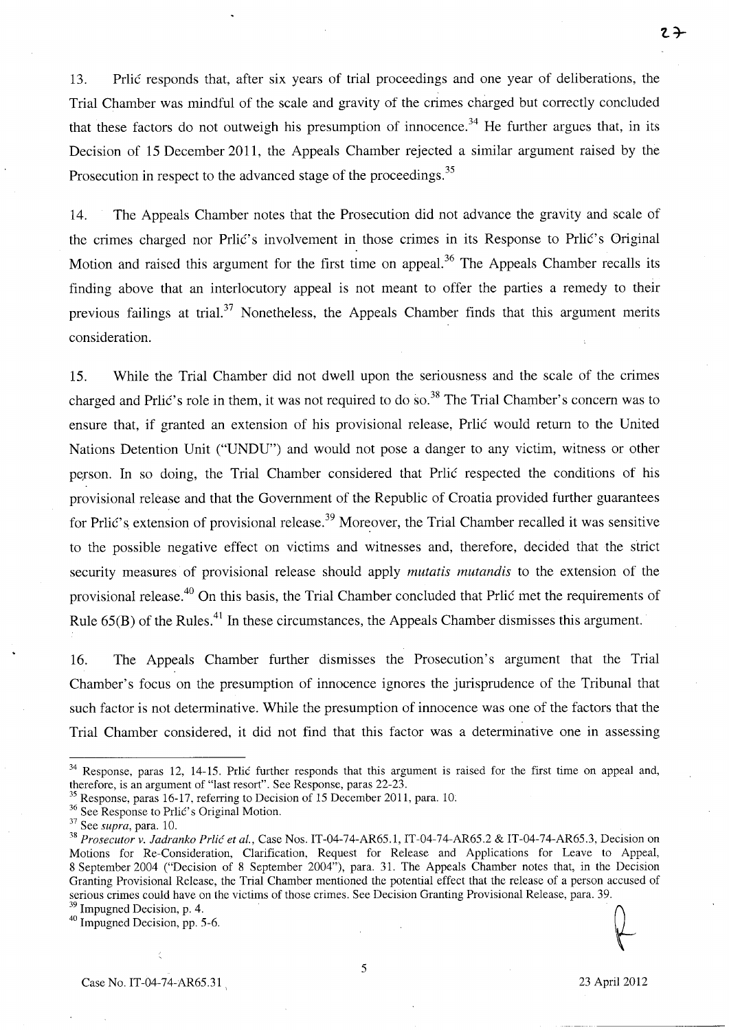13. Prlić responds that, after six years of trial proceedings and one year of deliberations, the Trial Chamber was mindful of the scale and gravity of the crimes charged but correctly concluded that these factors do not outweigh his presumption of innocence.[34] He further argues that, in its Decision of 15 December 2011, the Appeals Chamber rejected a similar argument raised by the Prosecution in respect to the advanced stage of the proceedings.[35]

14. The Appeals Chamber notes that the Prosecution did not advance the gravity and scale of the crimes charged nor Prlić's involvement in those crimes in its Response to Prlić's Original Motion and raised this argument for the first time on appeal.[36] The Appeals Chamber recalls its finding above that an interlocutory appeal is not meant to offer the parties a remedy to their previous failings at trial.[37] Nonetheless, the Appeals Chamber finds that this argument merits consideration.

15. While the Trial Chamber did not dwell upon the seriousness and the scale of the crimes charged and Prlić's role in them, it was not required to do so.[38] The Trial Chamber's concern was to ensure that, if granted an extension of his provisional release, Prlić would return to the United Nations Detention Unit ("UNDU") and would not pose a danger to any victim, witness or other person. In so doing, the Trial Chamber considered that Prlić respected the conditions of his provisional release and that the Government of the Republic of Croatia provided further guarantees for Prlić's extension of provisional release.[39] Moreover, the Trial Chamber recalled it was sensitive to the possible negative effect on victims and witnesses and, therefore, decided that the strict security measures of provisional release should apply *mutatis mutandis* to the extension of the provisional release.[40] On this basis, the Trial Chamber concluded that Prlić met the requirements of Rule 65(B) of the Rules.[41] In these circumstances, the Appeals Chamber dismisses this argument.

16. The Appeals Chamber further dismisses the Prosecution's argument that the Trial Chamber's focus on the presumption of innocence ignores the jurisprudence of the Tribunal that such factor is not determinative. While the presumption of innocence was one of the factors that the Trial Chamber considered, it did not find that this factor was a determinative one in assessing

---

[34] Response, paras 12, 14-15. Prlić further responds that this argument is raised for the first time on appeal and, therefore, is an argument of "last resort". See Response, paras 22-23.

[35] Response, paras 16-17, referring to Decision of 15 December 2011, para. 10.

[36] See Response to Prlić's Original Motion.

[37] See *supra*, para. 10.

[38] *Prosecutor v. Jadranko Prlić et al.*, Case Nos. IT-04-74-AR65.1, IT-04-74-AR65.2 & IT-04-74-AR65.3, Decision on Motions for Re-Consideration, Clarification, Request for Release and Applications for Leave to Appeal, 8 September 2004 ("Decision of 8 September 2004"), para. 31. The Appeals Chamber notes that, in the Decision Granting Provisional Release, the Trial Chamber mentioned the potential effect that the release of a person accused of serious crimes could have on the victims of those crimes. See Decision Granting Provisional Release, para. 39.

[39] Impugned Decision, p. 4.

[40] Impugned Decision, pp. 5-6.

Case No. IT-04-74-AR65.31 23 April 2012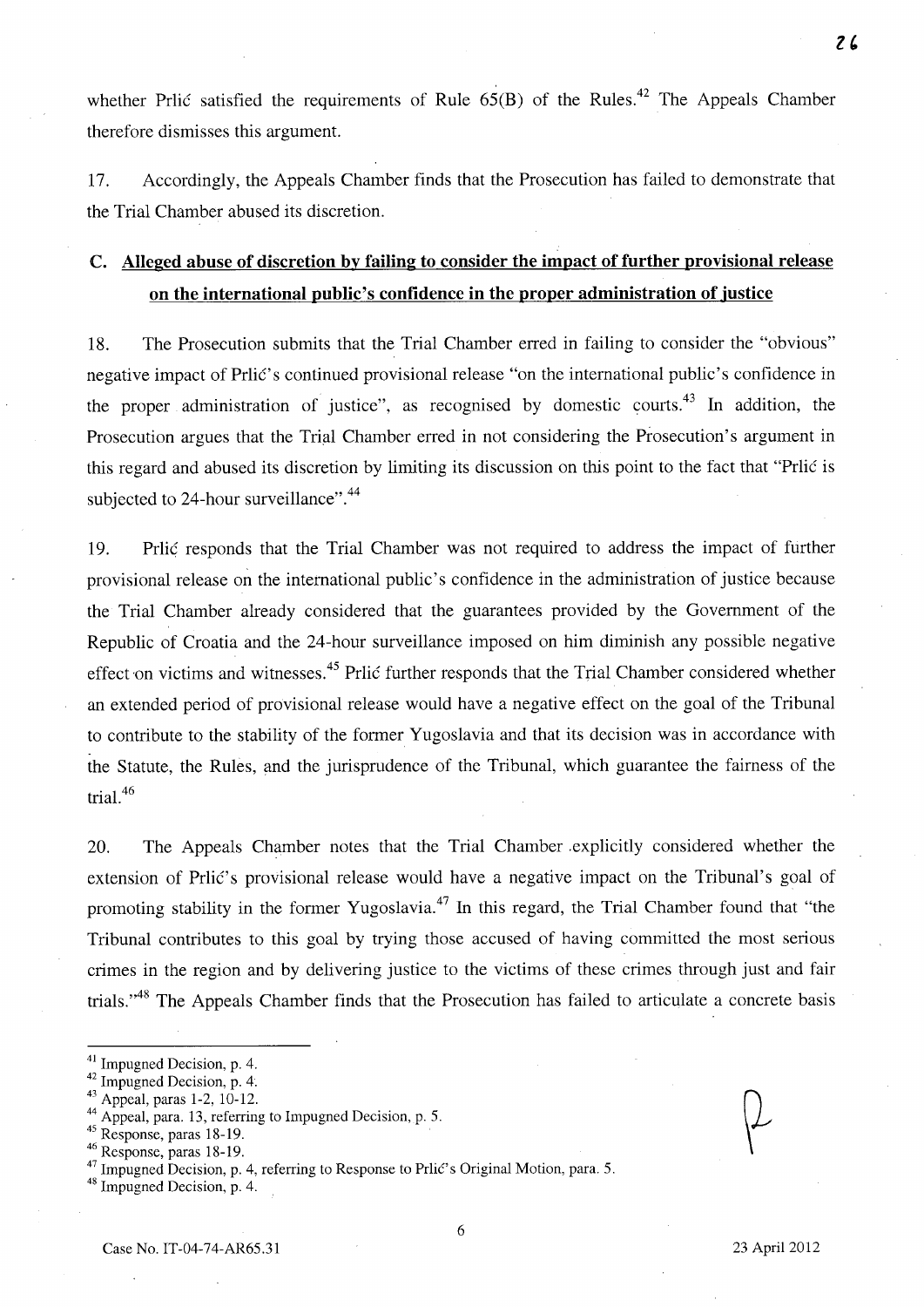whether Prlić satisfied the requirements of Rule 65(B) of the Rules.[42] The Appeals Chamber therefore dismisses this argument.

17. Accordingly, the Appeals Chamber finds that the Prosecution has failed to demonstrate that the Trial Chamber abused its discretion.

## C. Alleged abuse of discretion by failing to consider the impact of further provisional release on the international public's confidence in the proper administration of justice

18. The Prosecution submits that the Trial Chamber erred in failing to consider the "obvious" negative impact of Prlić's continued provisional release "on the international public's confidence in the proper administration of justice", as recognised by domestic courts.[43] In addition, the Prosecution argues that the Trial Chamber erred in not considering the Prosecution's argument in this regard and abused its discretion by limiting its discussion on this point to the fact that "Prlić is subjected to 24-hour surveillance".[44]

19. Prlić responds that the Trial Chamber was not required to address the impact of further provisional release on the international public's confidence in the administration of justice because the Trial Chamber already considered that the guarantees provided by the Government of the Republic of Croatia and the 24-hour surveillance imposed on him diminish any possible negative effect on victims and witnesses.[45] Prlić further responds that the Trial Chamber considered whether an extended period of provisional release would have a negative effect on the goal of the Tribunal to contribute to the stability of the former Yugoslavia and that its decision was in accordance with the Statute, the Rules, and the jurisprudence of the Tribunal, which guarantee the fairness of the trial.[46]

20. The Appeals Chamber notes that the Trial Chamber explicitly considered whether the extension of Prlić's provisional release would have a negative impact on the Tribunal's goal of promoting stability in the former Yugoslavia.[47] In this regard, the Trial Chamber found that "the Tribunal contributes to this goal by trying those accused of having committed the most serious crimes in the region and by delivering justice to the victims of these crimes through just and fair trials."[48] The Appeals Chamber finds that the Prosecution has failed to articulate a concrete basis

---

[41] Impugned Decision, p. 4.

[42] Impugned Decision, p. 4.

[43] Appeal, paras 1-2, 10-12.

[44] Appeal, para. 13, referring to Impugned Decision, p. 5.

[45] Response, paras 18-19.

[46] Response, paras 18-19.

[47] Impugned Decision, p. 4, referring to Response to Prlić's Original Motion, para. 5.

[48] Impugned Decision, p. 4.

Case No. IT-04-74-AR65.31 23 April 2012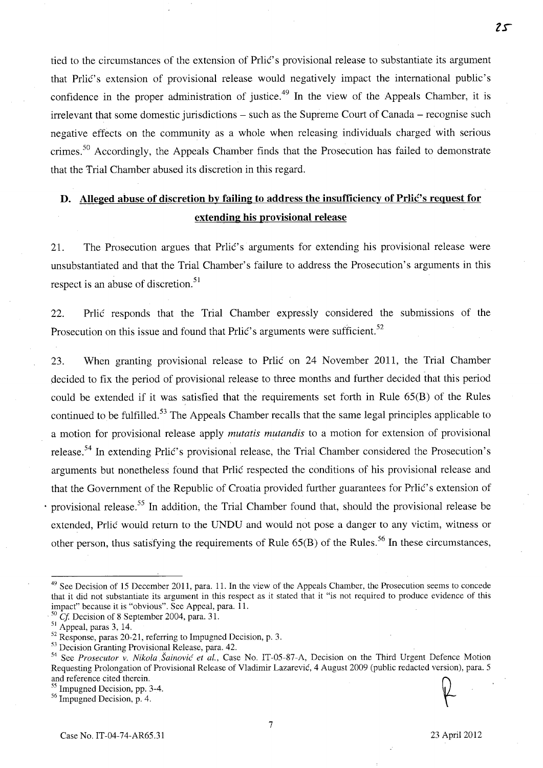tied to the circumstances of the extension of Prlić's provisional release to substantiate its argument that Prlić's extension of provisional release would negatively impact the international public's confidence in the proper administration of justice.[49] In the view of the Appeals Chamber, it is irrelevant that some domestic jurisdictions – such as the Supreme Court of Canada – recognise such negative effects on the community as a whole when releasing individuals charged with serious crimes.[50] Accordingly, the Appeals Chamber finds that the Prosecution has failed to demonstrate that the Trial Chamber abused its discretion in this regard.

## D. Alleged abuse of discretion by failing to address the insufficiency of Prlić's request for extending his provisional release

21. The Prosecution argues that Prlić's arguments for extending his provisional release were unsubstantiated and that the Trial Chamber's failure to address the Prosecution's arguments in this respect is an abuse of discretion.[51]

22. Prlić responds that the Trial Chamber expressly considered the submissions of the Prosecution on this issue and found that Prlić's arguments were sufficient.[52]

23. When granting provisional release to Prlić on 24 November 2011, the Trial Chamber decided to fix the period of provisional release to three months and further decided that this period could be extended if it was satisfied that the requirements set forth in Rule 65(B) of the Rules continued to be fulfilled.[53] The Appeals Chamber recalls that the same legal principles applicable to a motion for provisional release apply *mutatis mutandis* to a motion for extension of provisional release.[54] In extending Prlić's provisional release, the Trial Chamber considered the Prosecution's arguments but nonetheless found that Prlić respected the conditions of his provisional release and that the Government of the Republic of Croatia provided further guarantees for Prlić's extension of provisional release.[55] In addition, the Trial Chamber found that, should the provisional release be extended, Prlić would return to the UNDU and would not pose a danger to any victim, witness or other person, thus satisfying the requirements of Rule 65(B) of the Rules.[56] In these circumstances,

---

[49] See Decision of 15 December 2011, para. 11. In the view of the Appeals Chamber, the Prosecution seems to concede that it did not substantiate its argument in this respect as it stated that it "is not required to produce evidence of this impact" because it is "obvious". See Appeal, para. 11.

[50] *Cf.* Decision of 8 September 2004, para. 31.

[51] Appeal, paras 3, 14.

[52] Response, paras 20-21, referring to Impugned Decision, p. 3.

[53] Decision Granting Provisional Release, para. 42.

[54] See *Prosecutor v. Nikola Šainović et al.*, Case No. IT-05-87-A, Decision on the Third Urgent Defence Motion Requesting Prolongation of Provisional Release of Vladimir Lazarević, 4 August 2009 (public redacted version), para. 5 and reference cited therein.

[55] Impugned Decision, pp. 3-4.

[56] Impugned Decision, p. 4.

Case No. IT-04-74-AR65.31 — 23 April 2012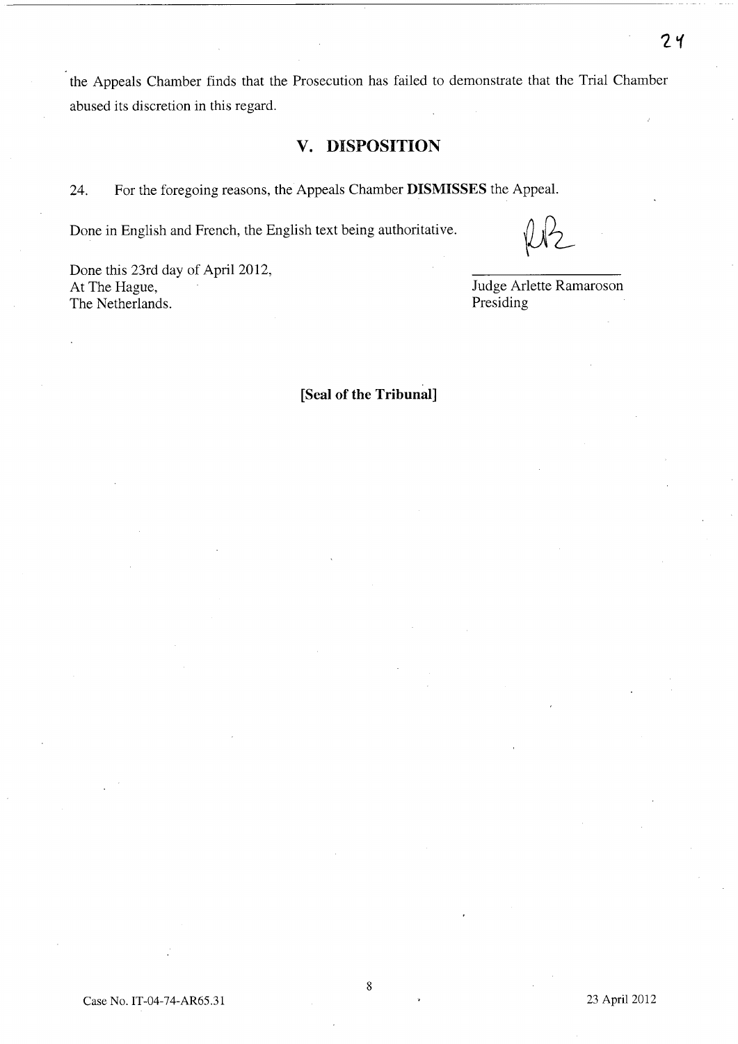the Appeals Chamber finds that the Prosecution has failed to demonstrate that the Trial Chamber abused its discretion in this regard.

## V. DISPOSITION

24. For the foregoing reasons, the Appeals Chamber **DISMISSES** the Appeal.

Done in English and French, the English text being authoritative.

Done this 23rd day of April 2012,
At The Hague,
The Netherlands.

Judge Arlette Ramaroson
Presiding

**[Seal of the Tribunal]**